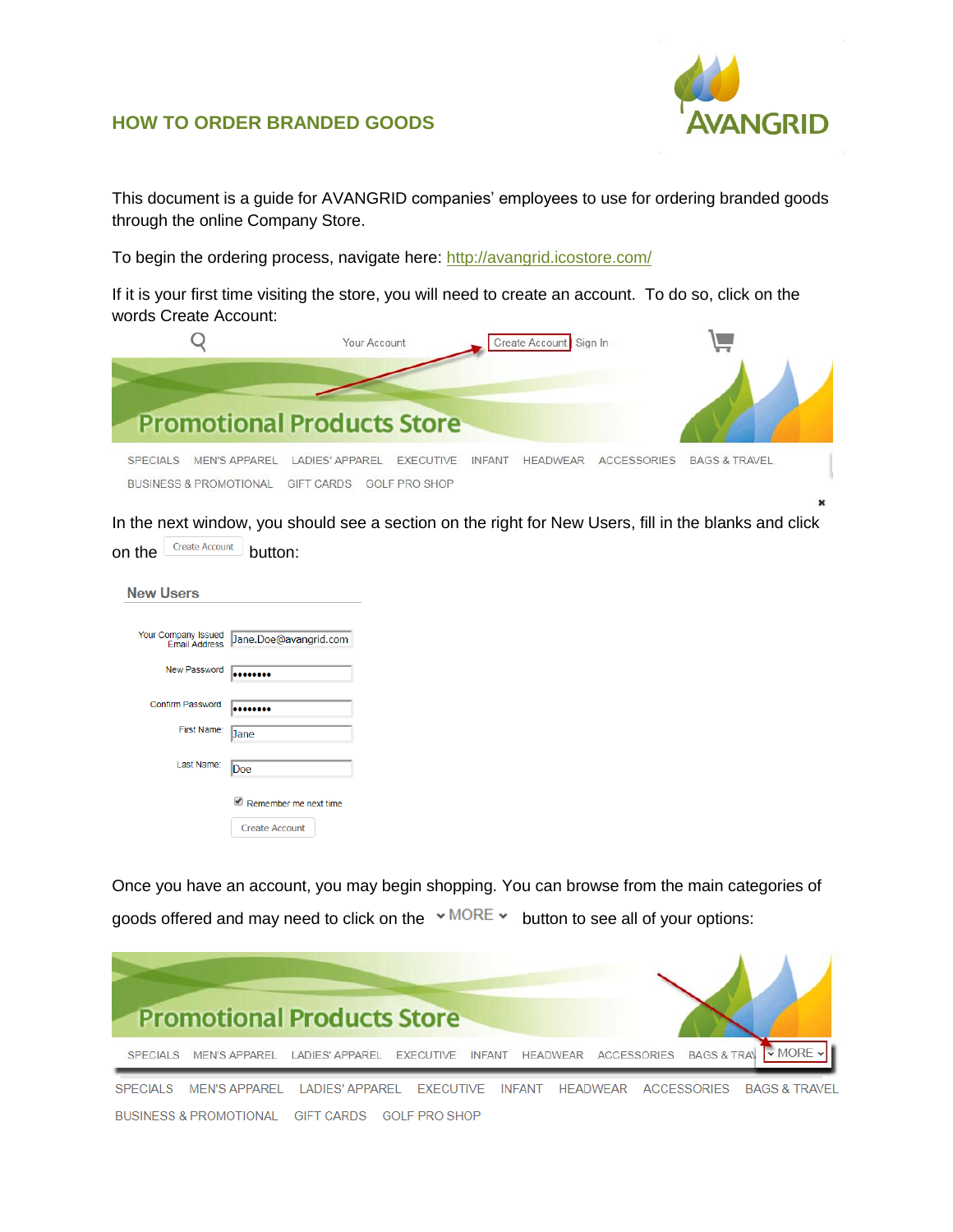## HOW TO ORDER BRANDED GOODS

This document is a guide for AVANGRID companies' employees to use for ordering branded goods through the online Company Store.

To begin the ordering process, navigate here: http://avangrid.icostore.com/

If it is your first time visiting the store, you will need to create an account. To do so, click on the words Create Account:

In the next window, you should see a section on the right for New Users, fill in the blanks and click on the Create Account button:

Once you have an account, you may begin shopping. You can browse from the main categories of goods offered and may need to click on the MORE button to see all of your options: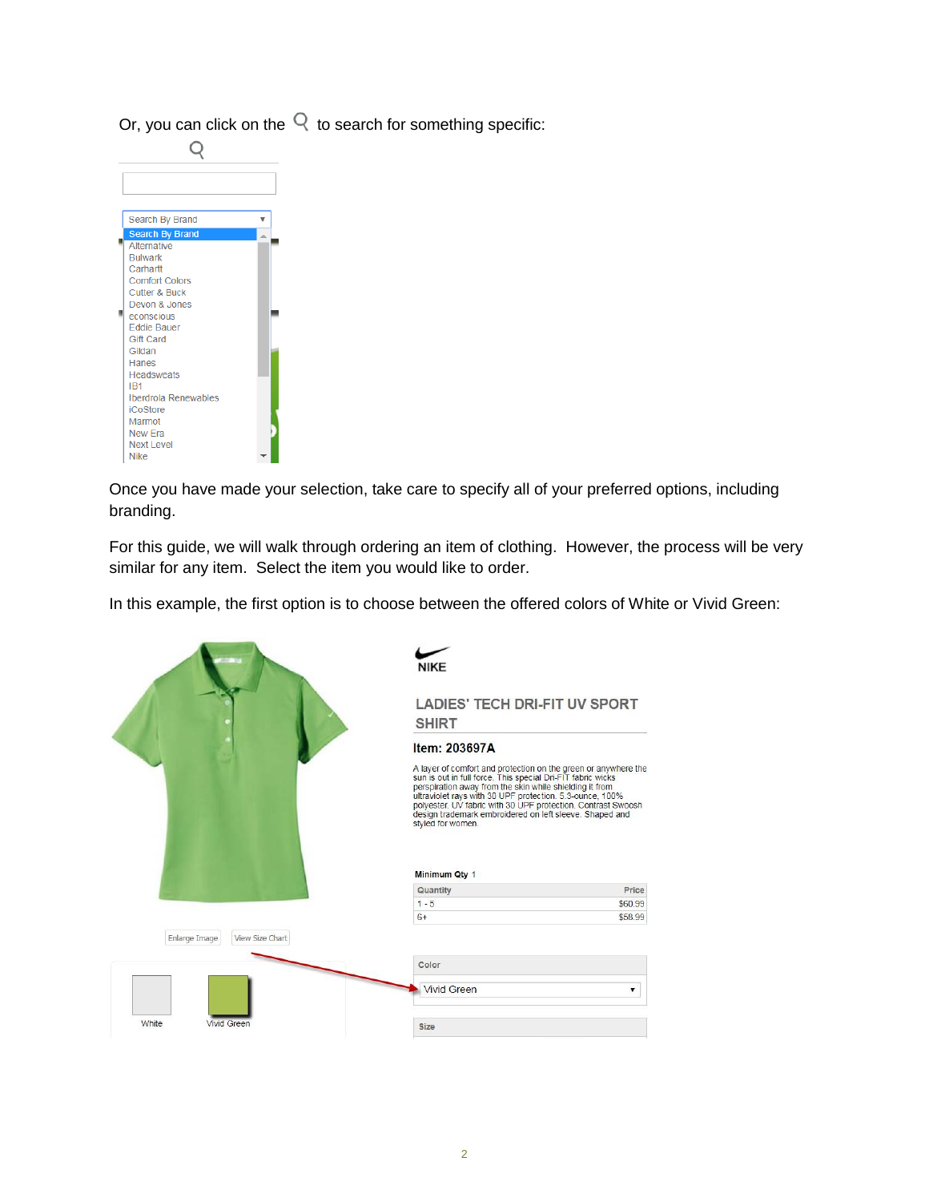Or, you can click on the 🔍 to search for something specific:

Once you have made your selection, take care to specify all of your preferred options, including branding.

For this guide, we will walk through ordering an item of clothing. However, the process will be very similar for any item. Select the item you would like to order.

In this example, the first option is to choose between the offered colors of White or Vivid Green: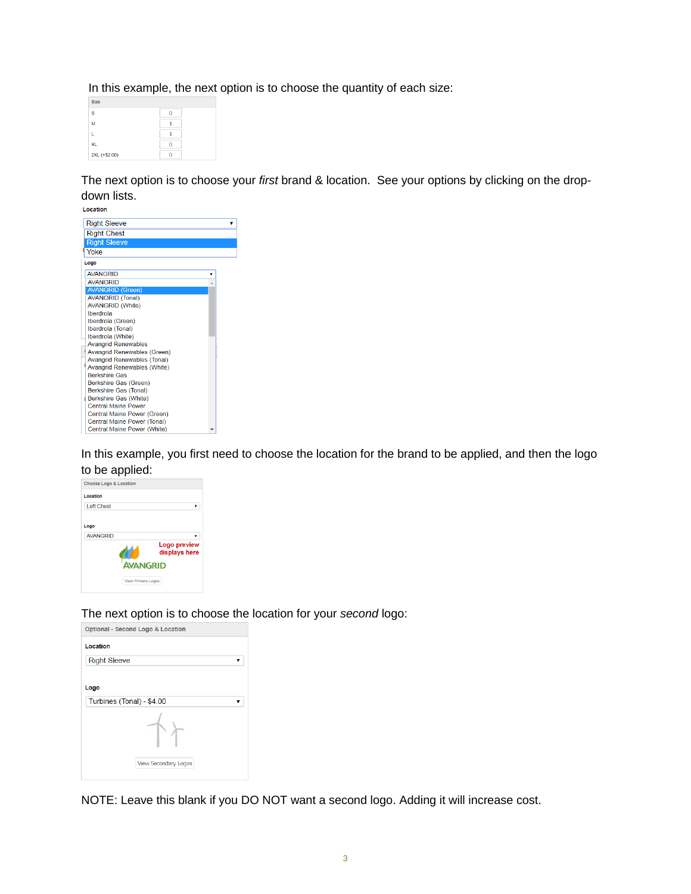In this example, the next option is to choose the quantity of each size:

| Size | |
|---|---|
| S | 0 |
| M | 1 |
| L | 1 |
| XL | 0 |
| 2XL (+$2.00) | 0 |

The next option is to choose your *first* brand & location. See your options by clicking on the drop-down lists.

Location

- Right Sleeve
- Right Chest
- Right Sleeve
- Yoke

Logo

- AVANGRID
- AVANGRID
- AVANGRID (Green)
- AVANGRID (Tonal)
- AVANGRID (White)
- Iberdrola
- Iberdrola (Green)
- Iberdrola (Tonal)
- Iberdrola (White)
- Avangrid Renewables
- Avangrid Renewables (Green)
- Avangrid Renewables (Tonal)
- Avangrid Renewables (White)
- Berkshire Gas
- Berkshire Gas (Green)
- Berkshire Gas (Tonal)
- Berkshire Gas (White)
- Central Maine Power
- Central Maine Power (Green)
- Central Maine Power (Tonal)
- Central Maine Power (White)

In this example, you first need to choose the location for the brand to be applied, and then the logo to be applied:

Choose Logo & Location

Location: Left Chest

Logo: AVANGRID

Logo preview displays here

AVANGRID

View Primary Logos

The next option is to choose the location for your *second* logo:

Optional - Second Logo & Location

Location: Right Sleeve

Logo: Turbines (Tonal) - $4.00

View Secondary Logos

NOTE: Leave this blank if you DO NOT want a second logo. Adding it will increase cost.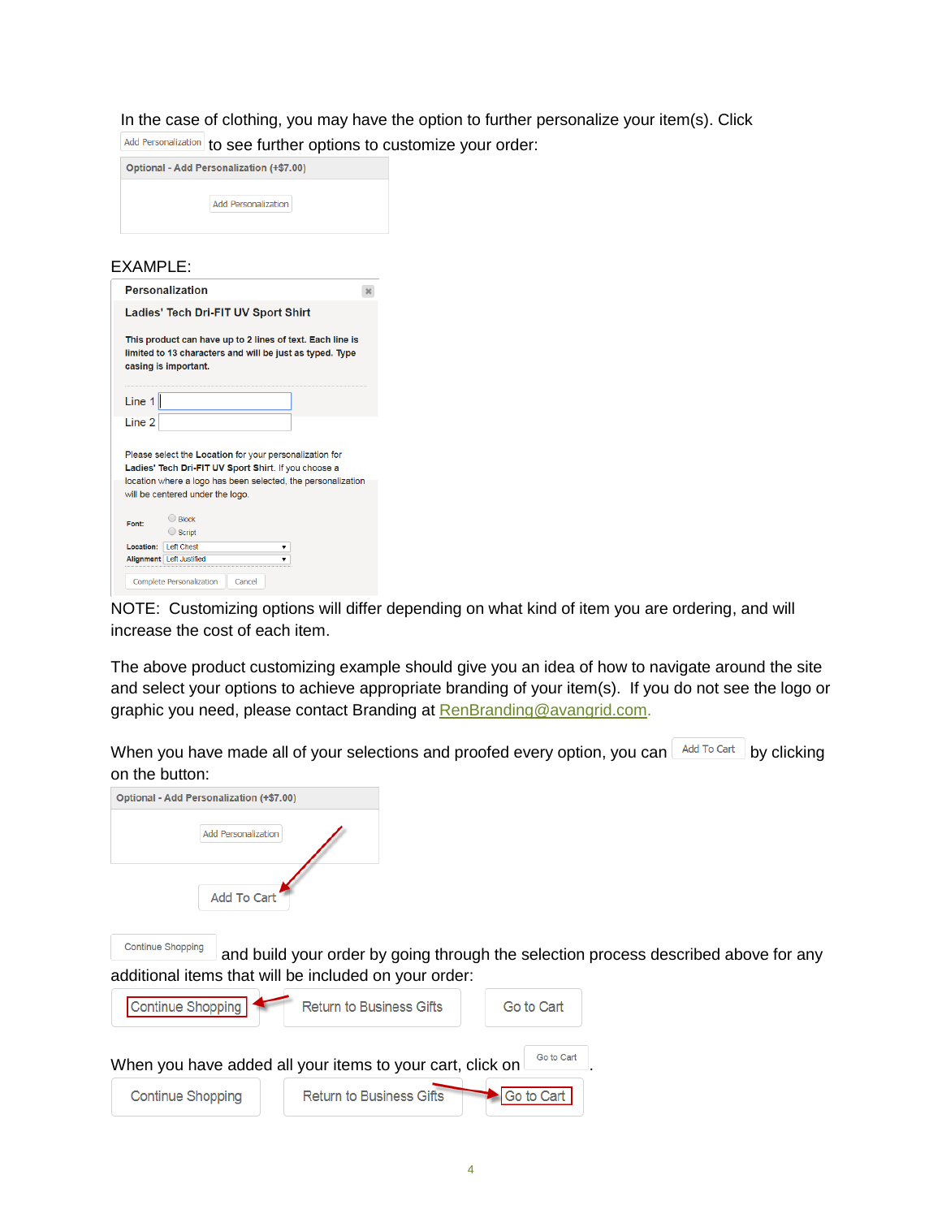In the case of clothing, you may have the option to further personalize your item(s). Click Add Personalization to see further options to customize your order:

Optional - Add Personalization (+$7.00)

Add Personalization

EXAMPLE:

**Personalization**

**Ladies' Tech Dri-FIT UV Sport Shirt**

**This product can have up to 2 lines of text. Each line is limited to 13 characters and will be just as typed. Type casing is important.**

Line 1

Line 2

Please select the **Location** for your personalization for **Ladies' Tech Dri-FIT UV Sport Shirt**. If you choose a location where a logo has been selected, the personalization will be centered under the logo.

**Font:** Block / Script

**Location:** Left Chest

**Alignment:** Left Justified

Complete Personalization | Cancel

NOTE: Customizing options will differ depending on what kind of item you are ordering, and will increase the cost of each item.

The above product customizing example should give you an idea of how to navigate around the site and select your options to achieve appropriate branding of your item(s). If you do not see the logo or graphic you need, please contact Branding at RenBranding@avangrid.com.

When you have made all of your selections and proofed every option, you can Add To Cart by clicking on the button:

Optional - Add Personalization (+$7.00)

Add Personalization

Add To Cart

Continue Shopping and build your order by going through the selection process described above for any additional items that will be included on your order:

Continue Shopping | Return to Business Gifts | Go to Cart

When you have added all your items to your cart, click on Go to Cart.

Continue Shopping | Return to Business Gifts | Go to Cart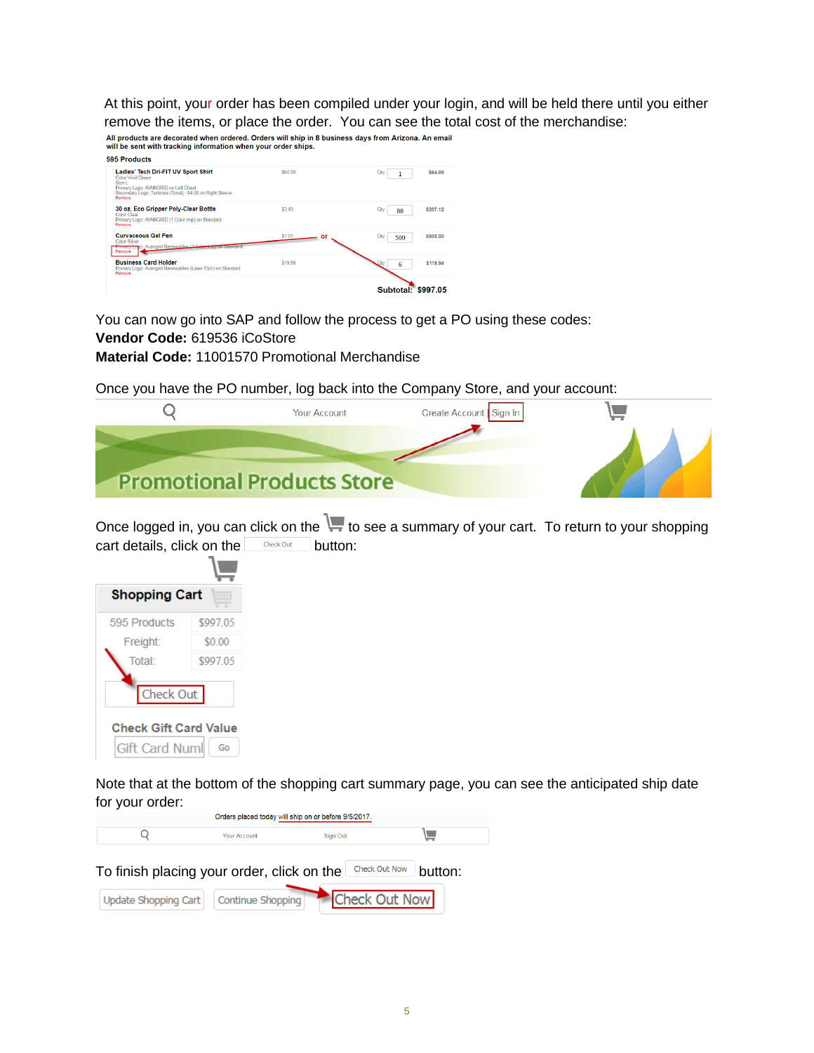At this point, your order has been compiled under your login, and will be held there until you either remove the items, or place the order. You can see the total cost of the merchandise:

All products are decorated when ordered. Orders will ship in 8 business days from Arizona. An email will be sent with tracking information when your order ships.

595 Products

| Product | Price | Qty | Total |
| --- | --- | --- | --- |
| Ladies' Tech Dri-FIT UV Sport Shirt<br>Color Vivid Green<br>Size L<br>Primary Logo: AVANGRID on Left Chest<br>Secondary Logo: Turbines (Tonal) - $4.00 on Right Sleeve<br>Remove | $64.99 | 1 | $64.99 |
| 30 oz. Eco Gripper Poly-Clear Bottle<br>Color Clear<br>Primary Logo: AVANGRID (1 Color Imp) on Standard<br>Remove | $3.49 | 88 | $307.12 |
| Curvaceous Gel Pen<br>Color Silver<br>Primary Logo: Avangrid Renewables (1 Color Imp) on Standard<br>Remove | $1.01 | 500 | $505.00 |
| Business Card Holder<br>Primary Logo: Avangrid Renewables (Laser Etch) on Standard<br>Remove | $19.99 | 6 | $119.94 |

or

Subtotal: $997.05

You can now go into SAP and follow the process to get a PO using these codes:
**Vendor Code:** 619536 iCoStore
**Material Code:** 11001570 Promotional Merchandise

Once you have the PO number, log back into the Company Store, and your account:

Your Account | Create Account | Sign In

Promotional Products Store

Once logged in, you can click on the cart to see a summary of your cart. To return to your shopping cart details, click on the Check Out button:

**Shopping Cart**

| | |
| --- | --- |
| 595 Products | $997.05 |
| Freight: | $0.00 |
| Total: | $997.05 |

Check Out

**Check Gift Card Value**

Gift Card Num | Go

Note that at the bottom of the shopping cart summary page, you can see the anticipated ship date for your order:

Orders placed today will ship on or before 9/5/2017.

Your Account | Sign Out

To finish placing your order, click on the Check Out Now button:

Update Shopping Cart | Continue Shopping | Check Out Now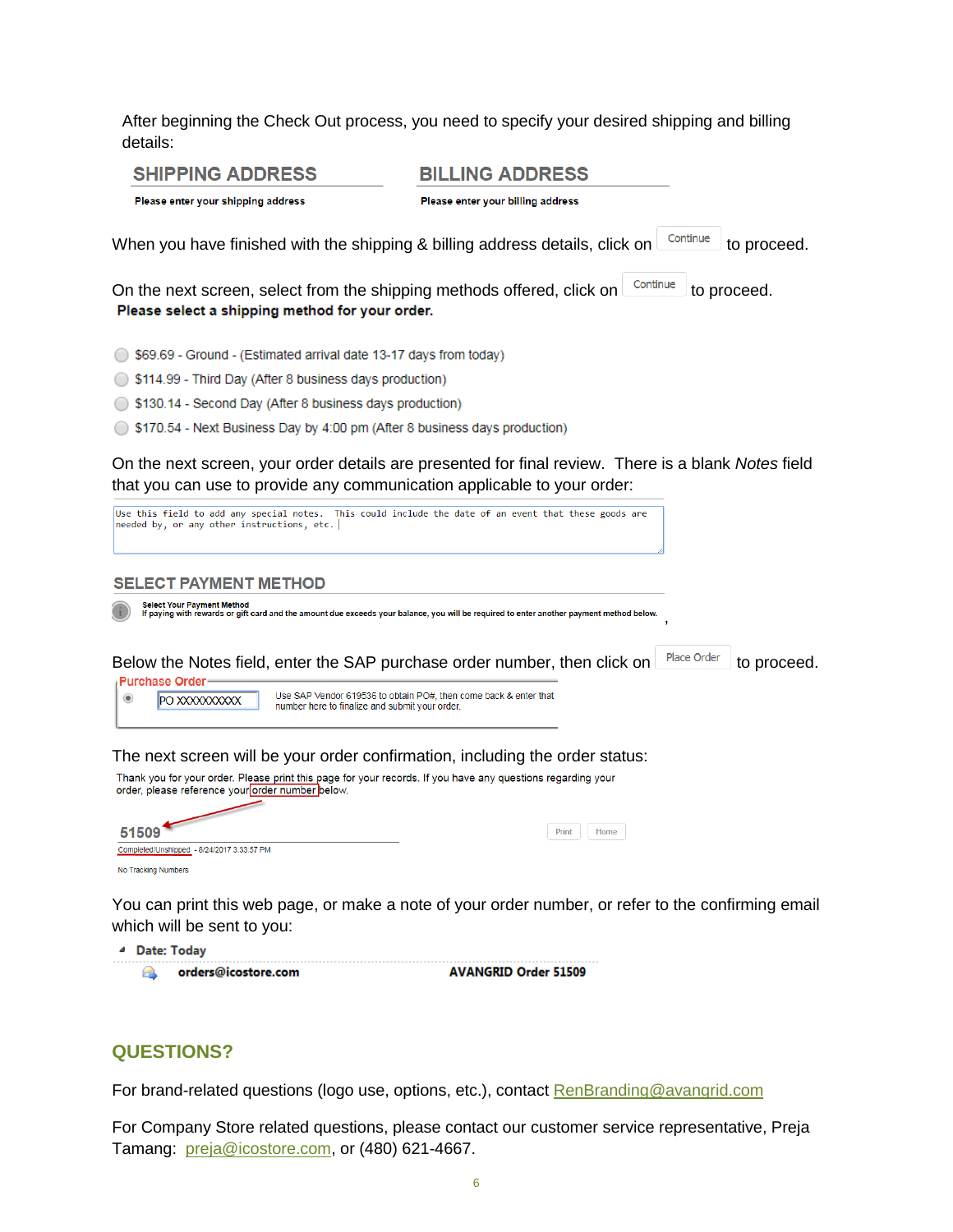After beginning the Check Out process, you need to specify your desired shipping and billing details:

SHIPPING ADDRESS

Please enter your shipping address

BILLING ADDRESS

Please enter your billing address

When you have finished with the shipping & billing address details, click on Continue to proceed.

On the next screen, select from the shipping methods offered, click on Continue to proceed.

**Please select a shipping method for your order.**

- $69.69 - Ground - (Estimated arrival date 13-17 days from today)
- $114.99 - Third Day (After 8 business days production)
- $130.14 - Second Day (After 8 business days production)
- $170.54 - Next Business Day by 4:00 pm (After 8 business days production)

On the next screen, your order details are presented for final review. There is a blank *Notes* field that you can use to provide any communication applicable to your order:

```
Use this field to add any special notes. This could include the date of an event that these goods are needed by, or any other instructions, etc.
```

SELECT PAYMENT METHOD

**Select Your Payment Method**
If paying with rewards or gift card and the amount due exceeds your balance, you will be required to enter another payment method below.

Below the Notes field, enter the SAP purchase order number, then click on Place Order to proceed.

Purchase Order

PO XXXXXXXXXX

Use SAP Vendor 619536 to obtain PO#, then come back & enter that number here to finalize and submit your order.

The next screen will be your order confirmation, including the order status:

Thank you for your order. Please print this page for your records. If you have any questions regarding your order, please reference your order number below.

51509

Completed/Unshipped - 8/24/2017 3:33:57 PM

No Tracking Numbers

Print Home

You can print this web page, or make a note of your order number, or refer to the confirming email which will be sent to you:

Date: Today

orders@icostore.com AVANGRID Order 51509

## QUESTIONS?

For brand-related questions (logo use, options, etc.), contact RenBranding@avangrid.com

For Company Store related questions, please contact our customer service representative, Preja Tamang: preja@icostore.com, or (480) 621-4667.